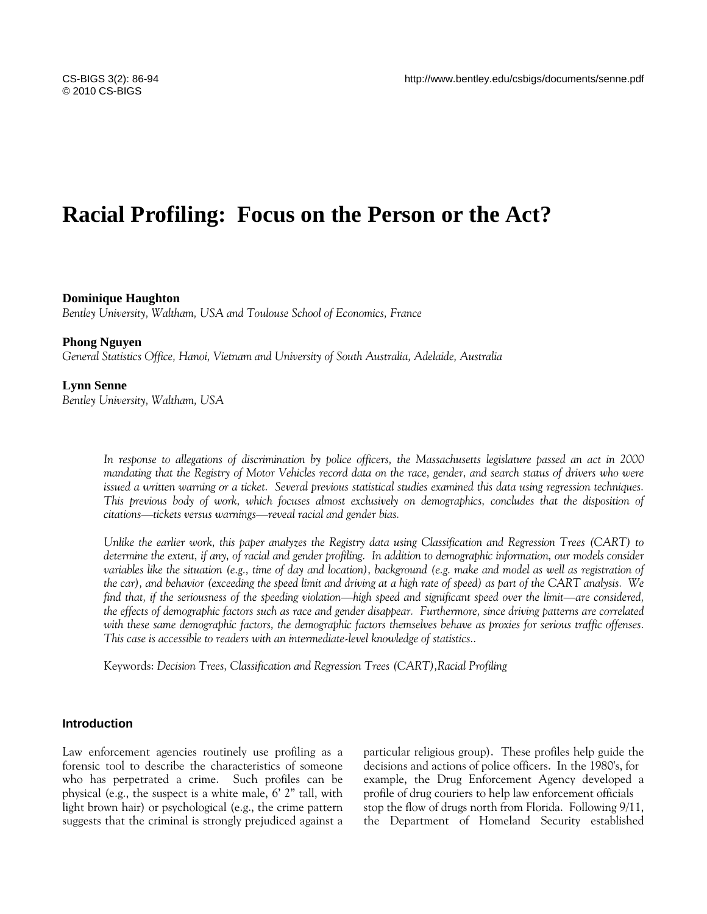# Racial Profiling: Focus on the Person or the Act?

**Dominique Haughton**

*Bentley University, Waltham, USA and Toulouse School of Economics, France*

**Phong Nguyen**

*General Statistics Office, Hanoi, Vietnam and University of South Australia, Adelaide, Australia*

**Lynn Senne**

*Bentley University, Waltham, USA*

*In response to allegations of discrimination by police officers, the Massachusetts legislature passed an act in 2000 mandating that the Registry of Motor Vehicles record data on the race, gender, and search status of drivers who were issued a written warning or a ticket. Several previous statistical studies examined this data using regression techniques. This previous body of work, which focuses almost exclusively on demographics, concludes that the disposition of citations—tickets versus warnings—reveal racial and gender bias.*

*Unlike the earlier work, this paper analyzes the Registry data using Classification and Regression Trees (CART) to determine the extent, if any, of racial and gender profiling. In addition to demographic information, our models consider variables like the situation (e.g., time of day and location), background (e.g. make and model as well as registration of the car), and behavior (exceeding the speed limit and driving at a high rate of speed) as part of the CART analysis. We find that, if the seriousness of the speeding violation—high speed and significant speed over the limit—are considered, the effects of demographic factors such as race and gender disappear. Furthermore, since driving patterns are correlated with these same demographic factors, the demographic factors themselves behave as proxies for serious traffic offenses. This case is accessible to readers with an intermediate-level knowledge of statistics..*

Keywords: *Decision Trees, Classification and Regression Trees (CART),Racial Profiling*

## Introduction

Law enforcement agencies routinely use profiling as a forensic tool to describe the characteristics of someone who has perpetrated a crime. Such profiles can be physical (e.g., the suspect is a white male, 6' 2" tall, with light brown hair) or psychological (e.g., the crime pattern suggests that the criminal is strongly prejudiced against a particular religious group). These profiles help guide the decisions and actions of police officers. In the 1980's, for example, the Drug Enforcement Agency developed a profile of drug couriers to help law enforcement officials stop the flow of drugs north from Florida. Following 9/11, the Department of Homeland Security established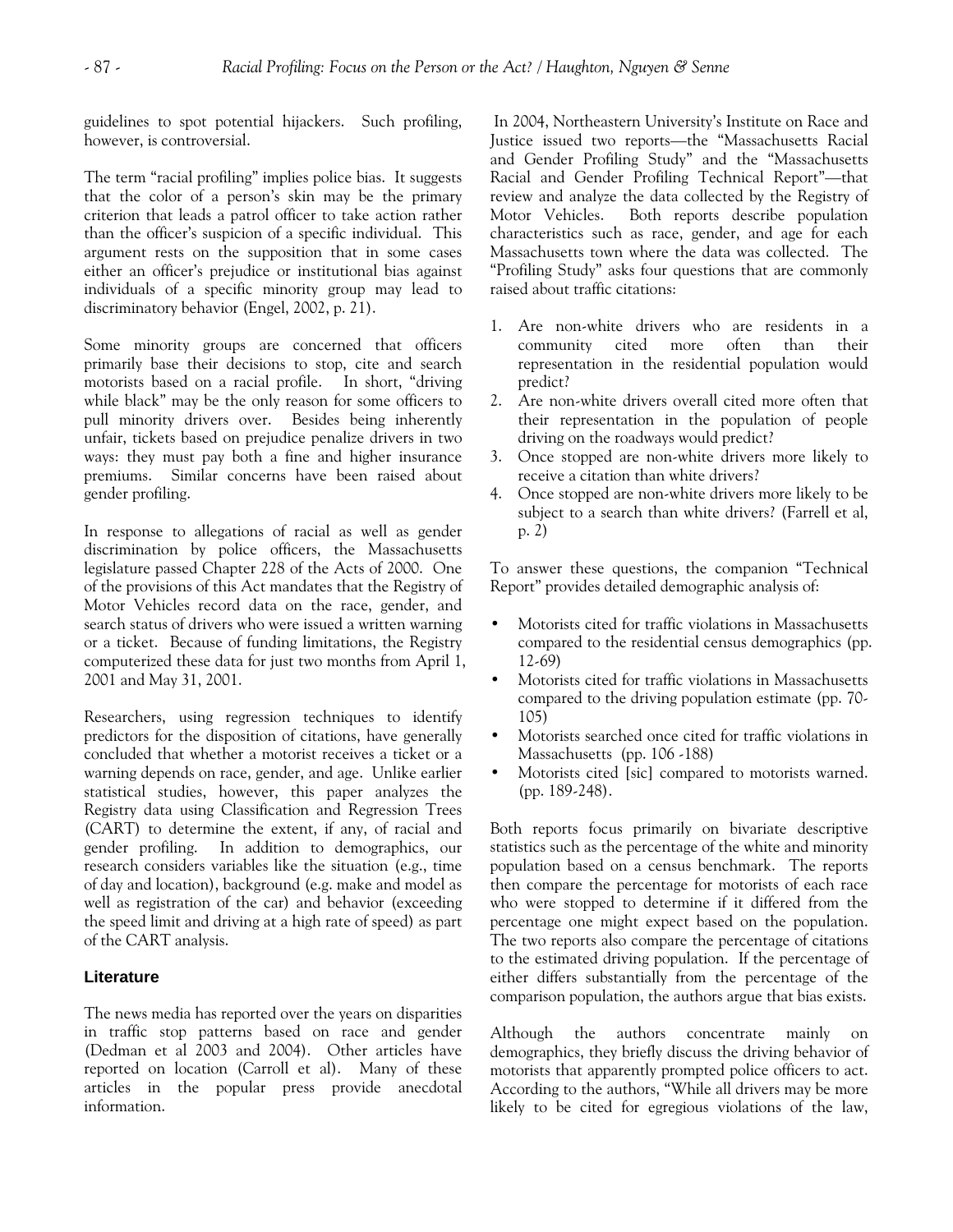guidelines to spot potential hijackers. Such profiling, however, is controversial.

The term "racial profiling" implies police bias. It suggests that the color of a person's skin may be the primary criterion that leads a patrol officer to take action rather than the officer's suspicion of a specific individual. This argument rests on the supposition that in some cases either an officer's prejudice or institutional bias against individuals of a specific minority group may lead to discriminatory behavior (Engel, 2002, p. 21).

Some minority groups are concerned that officers primarily base their decisions to stop, cite and search motorists based on a racial profile. In short, "driving while black" may be the only reason for some officers to pull minority drivers over. Besides being inherently unfair, tickets based on prejudice penalize drivers in two ways: they must pay both a fine and higher insurance premiums. Similar concerns have been raised about gender profiling.

In response to allegations of racial as well as gender discrimination by police officers, the Massachusetts legislature passed Chapter 228 of the Acts of 2000. One of the provisions of this Act mandates that the Registry of Motor Vehicles record data on the race, gender, and search status of drivers who were issued a written warning or a ticket. Because of funding limitations, the Registry computerized these data for just two months from April 1, 2001 and May 31, 2001.

Researchers, using regression techniques to identify predictors for the disposition of citations, have generally concluded that whether a motorist receives a ticket or a warning depends on race, gender, and age. Unlike earlier statistical studies, however, this paper analyzes the Registry data using Classification and Regression Trees (CART) to determine the extent, if any, of racial and gender profiling. In addition to demographics, our research considers variables like the situation (e.g., time of day and location), background (e.g. make and model as well as registration of the car) and behavior (exceeding the speed limit and driving at a high rate of speed) as part of the CART analysis.

## Literature

The news media has reported over the years on disparities in traffic stop patterns based on race and gender (Dedman et al 2003 and 2004). Other articles have reported on location (Carroll et al). Many of these articles in the popular press provide anecdotal information.

In 2004, Northeastern University's Institute on Race and Justice issued two reports—the "Massachusetts Racial and Gender Profiling Study" and the "Massachusetts Racial and Gender Profiling Technical Report"—that review and analyze the data collected by the Registry of Motor Vehicles. Both reports describe population characteristics such as race, gender, and age for each Massachusetts town where the data was collected. The "Profiling Study" asks four questions that are commonly raised about traffic citations:

1. Are non-white drivers who are residents in a community cited more often than their representation in the residential population would predict?
2. Are non-white drivers overall cited more often that their representation in the population of people driving on the roadways would predict?
3. Once stopped are non-white drivers more likely to receive a citation than white drivers?
4. Once stopped are non-white drivers more likely to be subject to a search than white drivers? (Farrell et al, p. 2)

To answer these questions, the companion "Technical Report" provides detailed demographic analysis of:

- Motorists cited for traffic violations in Massachusetts compared to the residential census demographics (pp. 12-69)
- Motorists cited for traffic violations in Massachusetts compared to the driving population estimate (pp. 70-105)
- Motorists searched once cited for traffic violations in Massachusetts (pp. 106 -188)
- Motorists cited [sic] compared to motorists warned. (pp. 189-248).

Both reports focus primarily on bivariate descriptive statistics such as the percentage of the white and minority population based on a census benchmark. The reports then compare the percentage for motorists of each race who were stopped to determine if it differed from the percentage one might expect based on the population. The two reports also compare the percentage of citations to the estimated driving population. If the percentage of either differs substantially from the percentage of the comparison population, the authors argue that bias exists.

Although the authors concentrate mainly on demographics, they briefly discuss the driving behavior of motorists that apparently prompted police officers to act. According to the authors, "While all drivers may be more likely to be cited for egregious violations of the law,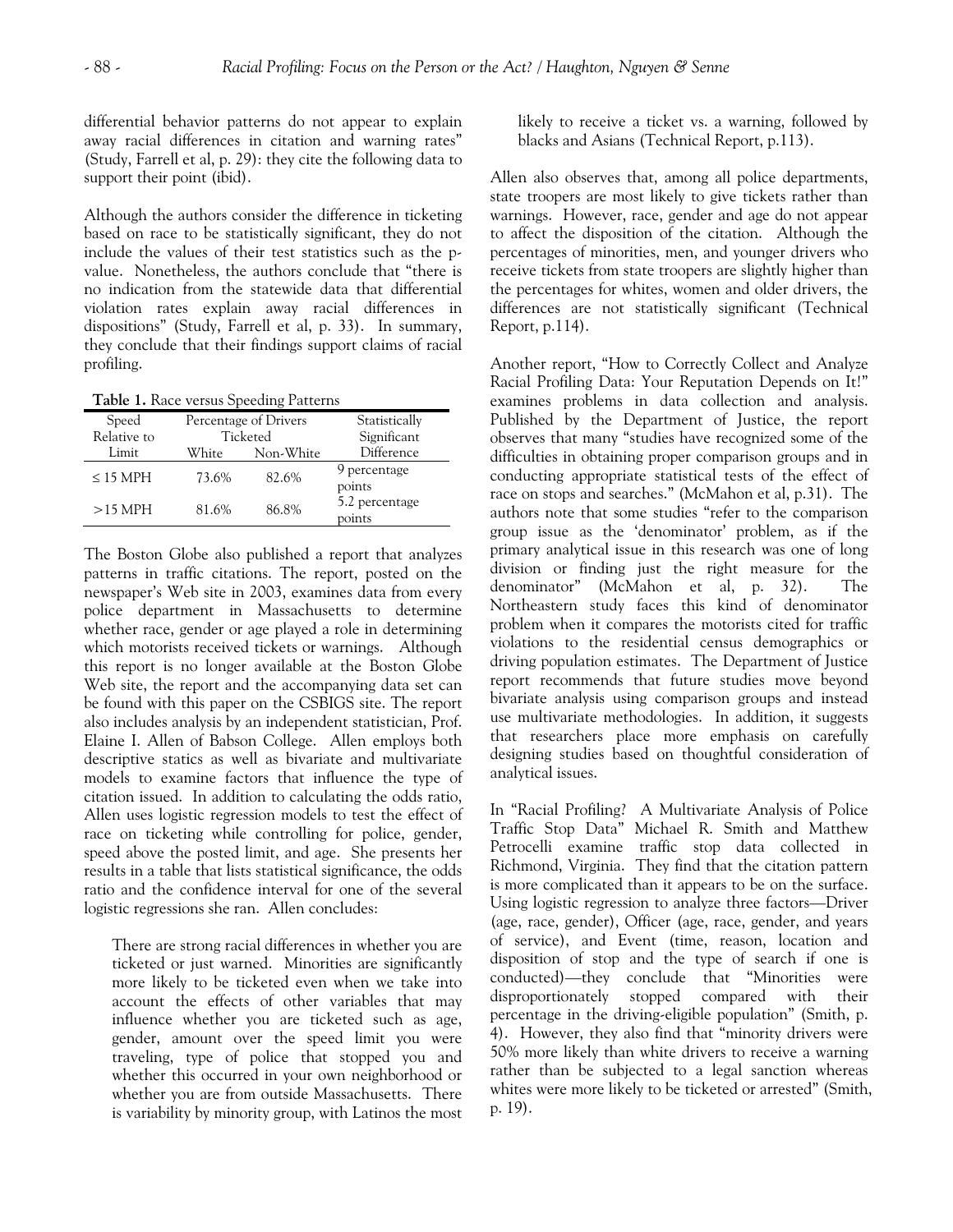differential behavior patterns do not appear to explain away racial differences in citation and warning rates" (Study, Farrell et al, p. 29): they cite the following data to support their point (ibid).

Although the authors consider the difference in ticketing based on race to be statistically significant, they do not include the values of their test statistics such as the p-value. Nonetheless, the authors conclude that "there is no indication from the statewide data that differential violation rates explain away racial differences in dispositions" (Study, Farrell et al, p. 33). In summary, they conclude that their findings support claims of racial profiling.

**Table 1.** Race versus Speeding Patterns

| Speed Relative to Limit | Percentage of Drivers Ticketed | | Statistically Significant Difference |
|---|---|---|---|
| | White | Non-White | |
| ≤ 15 MPH | 73.6% | 82.6% | 9 percentage points |
| >15 MPH | 81.6% | 86.8% | 5.2 percentage points |

The Boston Globe also published a report that analyzes patterns in traffic citations. The report, posted on the newspaper's Web site in 2003, examines data from every police department in Massachusetts to determine whether race, gender or age played a role in determining which motorists received tickets or warnings. Although this report is no longer available at the Boston Globe Web site, the report and the accompanying data set can be found with this paper on the CSBIGS site. The report also includes analysis by an independent statistician, Prof. Elaine I. Allen of Babson College. Allen employs both descriptive statics as well as bivariate and multivariate models to examine factors that influence the type of citation issued. In addition to calculating the odds ratio, Allen uses logistic regression models to test the effect of race on ticketing while controlling for police, gender, speed above the posted limit, and age. She presents her results in a table that lists statistical significance, the odds ratio and the confidence interval for one of the several logistic regressions she ran. Allen concludes:

> There are strong racial differences in whether you are ticketed or just warned. Minorities are significantly more likely to be ticketed even when we take into account the effects of other variables that may influence whether you are ticketed such as age, gender, amount over the speed limit you were traveling, type of police that stopped you and whether this occurred in your own neighborhood or whether you are from outside Massachusetts. There is variability by minority group, with Latinos the most likely to receive a ticket vs. a warning, followed by blacks and Asians (Technical Report, p.113).

Allen also observes that, among all police departments, state troopers are most likely to give tickets rather than warnings. However, race, gender and age do not appear to affect the disposition of the citation. Although the percentages of minorities, men, and younger drivers who receive tickets from state troopers are slightly higher than the percentages for whites, women and older drivers, the differences are not statistically significant (Technical Report, p.114).

Another report, "How to Correctly Collect and Analyze Racial Profiling Data: Your Reputation Depends on It!" examines problems in data collection and analysis. Published by the Department of Justice, the report observes that many "studies have recognized some of the difficulties in obtaining proper comparison groups and in conducting appropriate statistical tests of the effect of race on stops and searches." (McMahon et al, p.31). The authors note that some studies "refer to the comparison group issue as the 'denominator' problem, as if the primary analytical issue in this research was one of long division or finding just the right measure for the denominator" (McMahon et al, p. 32). The Northeastern study faces this kind of denominator problem when it compares the motorists cited for traffic violations to the residential census demographics or driving population estimates. The Department of Justice report recommends that future studies move beyond bivariate analysis using comparison groups and instead use multivariate methodologies. In addition, it suggests that researchers place more emphasis on carefully designing studies based on thoughtful consideration of analytical issues.

In "Racial Profiling? A Multivariate Analysis of Police Traffic Stop Data" Michael R. Smith and Matthew Petrocelli examine traffic stop data collected in Richmond, Virginia. They find that the citation pattern is more complicated than it appears to be on the surface. Using logistic regression to analyze three factors—Driver (age, race, gender), Officer (age, race, gender, and years of service), and Event (time, reason, location and disposition of stop and the type of search if one is conducted)—they conclude that "Minorities were disproportionately stopped compared with their percentage in the driving-eligible population" (Smith, p. 4). However, they also find that "minority drivers were 50% more likely than white drivers to receive a warning rather than be subjected to a legal sanction whereas whites were more likely to be ticketed or arrested" (Smith, p. 19).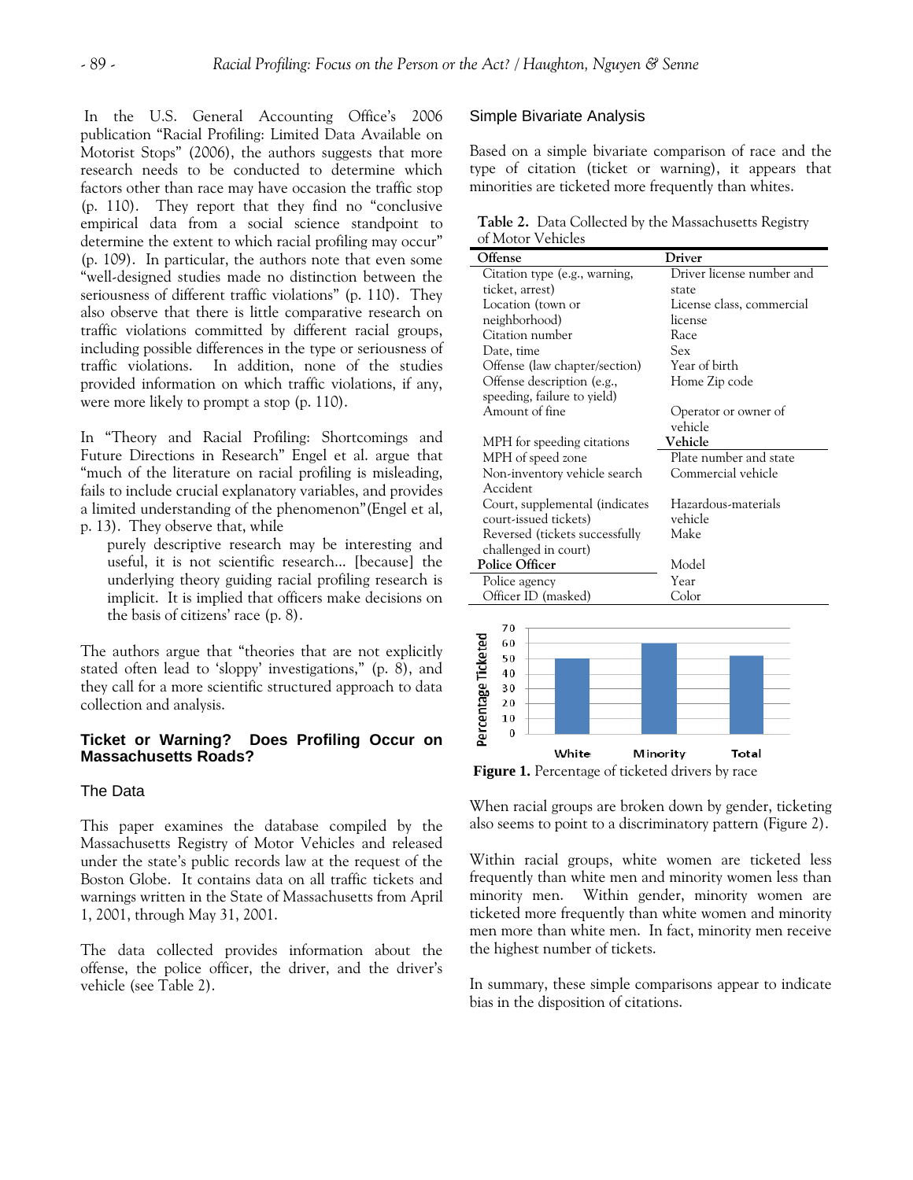In the U.S. General Accounting Office's 2006 publication "Racial Profiling: Limited Data Available on Motorist Stops" (2006), the authors suggests that more research needs to be conducted to determine which factors other than race may have occasion the traffic stop (p. 110). They report that they find no "conclusive empirical data from a social science standpoint to determine the extent to which racial profiling may occur" (p. 109). In particular, the authors note that even some "well-designed studies made no distinction between the seriousness of different traffic violations" (p. 110). They also observe that there is little comparative research on traffic violations committed by different racial groups, including possible differences in the type or seriousness of traffic violations. In addition, none of the studies provided information on which traffic violations, if any, were more likely to prompt a stop (p. 110).

In "Theory and Racial Profiling: Shortcomings and Future Directions in Research" Engel et al. argue that "much of the literature on racial profiling is misleading, fails to include crucial explanatory variables, and provides a limited understanding of the phenomenon"(Engel et al, p. 13). They observe that, while

> purely descriptive research may be interesting and useful, it is not scientific research... [because] the underlying theory guiding racial profiling research is implicit. It is implied that officers make decisions on the basis of citizens' race (p. 8).

The authors argue that "theories that are not explicitly stated often lead to 'sloppy' investigations," (p. 8), and they call for a more scientific structured approach to data collection and analysis.

## Ticket or Warning? Does Profiling Occur on Massachusetts Roads?

### The Data

This paper examines the database compiled by the Massachusetts Registry of Motor Vehicles and released under the state's public records law at the request of the Boston Globe. It contains data on all traffic tickets and warnings written in the State of Massachusetts from April 1, 2001, through May 31, 2001.

The data collected provides information about the offense, the police officer, the driver, and the driver's vehicle (see Table 2).

### Simple Bivariate Analysis

Based on a simple bivariate comparison of race and the type of citation (ticket or warning), it appears that minorities are ticketed more frequently than whites.

**Table 2.** Data Collected by the Massachusetts Registry of Motor Vehicles

| Offense | Driver |
|---|---|
| Citation type (e.g., warning, ticket, arrest) | Driver license number and state |
| Location (town or neighborhood) | License class, commercial license |
| Citation number | Race |
| Date, time | Sex |
| Offense (law chapter/section) | Year of birth |
| Offense description (e.g., speeding, failure to yield) | Home Zip code |
| Amount of fine | Operator or owner of vehicle |
| MPH for speeding citations | **Vehicle** |
| MPH of speed zone | Plate number and state |
| Non-inventory vehicle search | Commercial vehicle |
| Accident | |
| Court, supplemental (indicates court-issued tickets) | Hazardous-materials vehicle |
| Reversed (tickets successfully challenged in court) | Make |
| **Police Officer** | Model |
| Police agency | Year |
| Officer ID (masked) | Color |

**Figure 1.** Percentage of ticketed drivers by race

When racial groups are broken down by gender, ticketing also seems to point to a discriminatory pattern (Figure 2).

Within racial groups, white women are ticketed less frequently than white men and minority women less than minority men. Within gender, minority women are ticketed more frequently than white women and minority men more than white men. In fact, minority men receive the highest number of tickets.

In summary, these simple comparisons appear to indicate bias in the disposition of citations.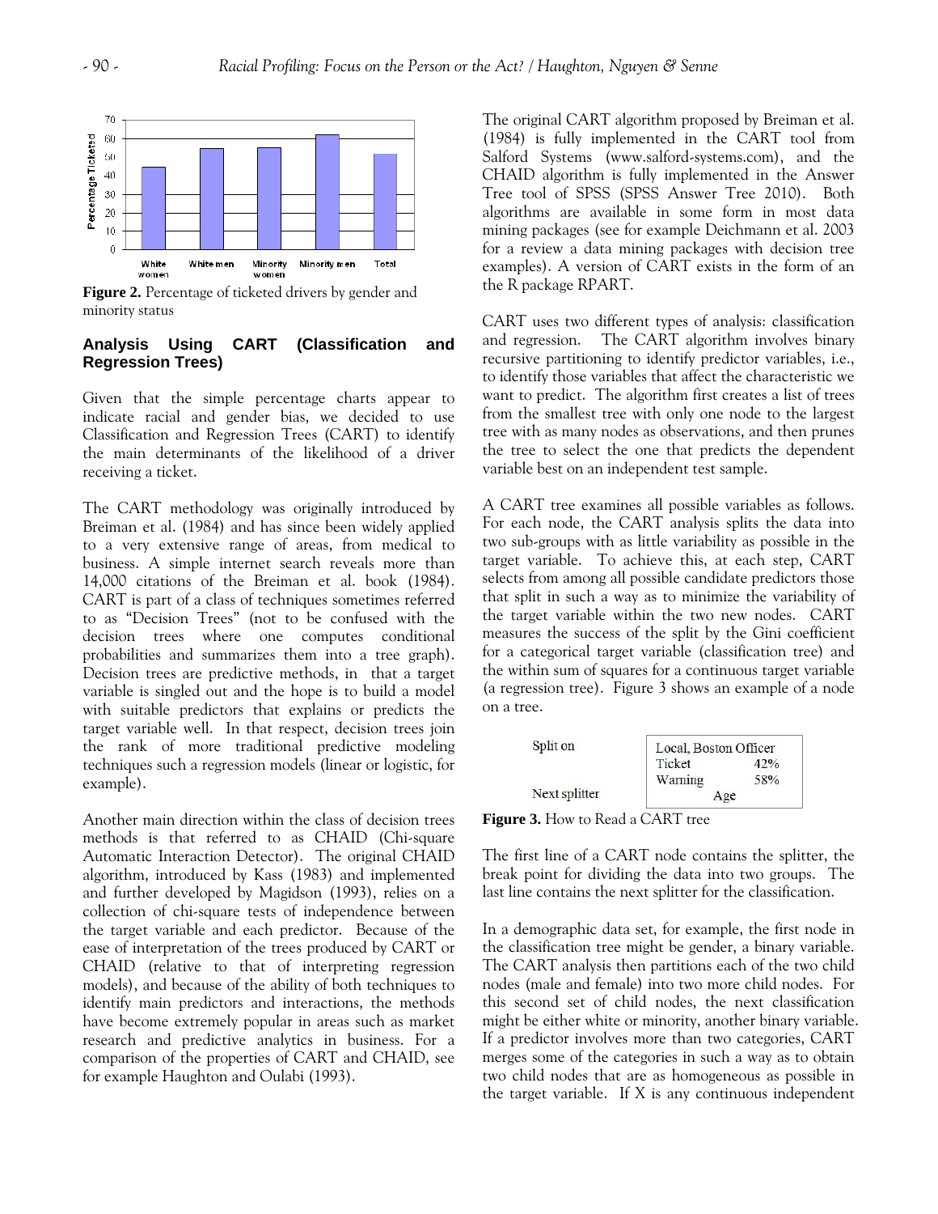**Figure 2.** Percentage of ticketed drivers by gender and minority status

## Analysis Using CART (Classification and Regression Trees)

Given that the simple percentage charts appear to indicate racial and gender bias, we decided to use Classification and Regression Trees (CART) to identify the main determinants of the likelihood of a driver receiving a ticket.

The CART methodology was originally introduced by Breiman et al. (1984) and has since been widely applied to a very extensive range of areas, from medical to business. A simple internet search reveals more than 14,000 citations of the Breiman et al. book (1984). CART is part of a class of techniques sometimes referred to as "Decision Trees" (not to be confused with the decision trees where one computes conditional probabilities and summarizes them into a tree graph). Decision trees are predictive methods, in that a target variable is singled out and the hope is to build a model with suitable predictors that explains or predicts the target variable well. In that respect, decision trees join the rank of more traditional predictive modeling techniques such a regression models (linear or logistic, for example).

Another main direction within the class of decision trees methods is that referred to as CHAID (Chi-square Automatic Interaction Detector). The original CHAID algorithm, introduced by Kass (1983) and implemented and further developed by Magidson (1993), relies on a collection of chi-square tests of independence between the target variable and each predictor. Because of the ease of interpretation of the trees produced by CART or CHAID (relative to that of interpreting regression models), and because of the ability of both techniques to identify main predictors and interactions, the methods have become extremely popular in areas such as market research and predictive analytics in business. For a comparison of the properties of CART and CHAID, see for example Haughton and Oulabi (1993).

The original CART algorithm proposed by Breiman et al. (1984) is fully implemented in the CART tool from Salford Systems (www.salford-systems.com), and the CHAID algorithm is fully implemented in the Answer Tree tool of SPSS (SPSS Answer Tree 2010). Both algorithms are available in some form in most data mining packages (see for example Deichmann et al. 2003 for a review a data mining packages with decision tree examples). A version of CART exists in the form of an the R package RPART.

CART uses two different types of analysis: classification and regression. The CART algorithm involves binary recursive partitioning to identify predictor variables, i.e., to identify those variables that affect the characteristic we want to predict. The algorithm first creates a list of trees from the smallest tree with only one node to the largest tree with as many nodes as observations, and then prunes the tree to select the one that predicts the dependent variable best on an independent test sample.

A CART tree examines all possible variables as follows. For each node, the CART analysis splits the data into two sub-groups with as little variability as possible in the target variable. To achieve this, at each step, CART selects from among all possible candidate predictors those that split in such a way as to minimize the variability of the target variable within the two new nodes. CART measures the success of the split by the Gini coefficient for a categorical target variable (classification tree) and the within sum of squares for a continuous target variable (a regression tree). Figure 3 shows an example of a node on a tree.

| Split on | Local, Boston Officer | |
|---|---|---|
| | Ticket | 42% |
| | Warning | 58% |
| Next splitter | Age | |

**Figure 3.** How to Read a CART tree

The first line of a CART node contains the splitter, the break point for dividing the data into two groups. The last line contains the next splitter for the classification.

In a demographic data set, for example, the first node in the classification tree might be gender, a binary variable. The CART analysis then partitions each of the two child nodes (male and female) into two more child nodes. For this second set of child nodes, the next classification might be either white or minority, another binary variable. If a predictor involves more than two categories, CART merges some of the categories in such a way as to obtain two child nodes that are as homogeneous as possible in the target variable. If X is any continuous independent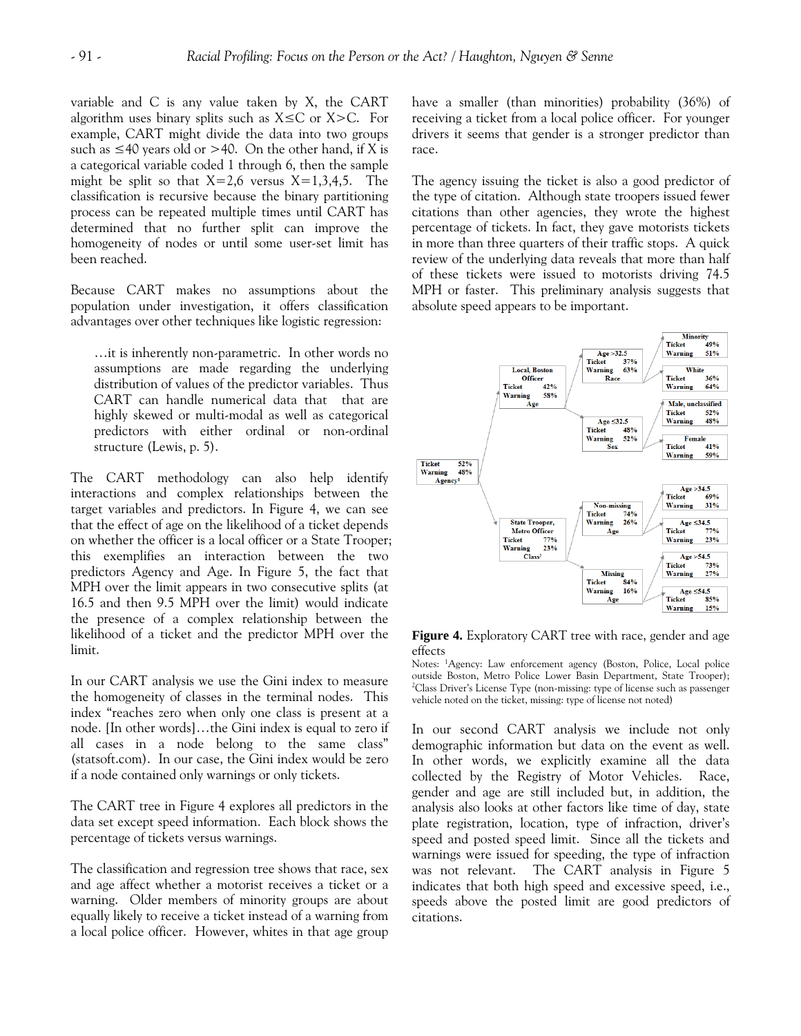variable and C is any value taken by X, the CART algorithm uses binary splits such as $X \leq C$ or $X > C$. For example, CART might divide the data into two groups such as ≤40 years old or >40. On the other hand, if X is a categorical variable coded 1 through 6, then the sample might be split so that $X=2,6$ versus $X=1,3,4,5$. The classification is recursive because the binary partitioning process can be repeated multiple times until CART has determined that no further split can improve the homogeneity of nodes or until some user-set limit has been reached.

Because CART makes no assumptions about the population under investigation, it offers classification advantages over other techniques like logistic regression:

> …it is inherently non-parametric. In other words no assumptions are made regarding the underlying distribution of values of the predictor variables. Thus CART can handle numerical data that that are highly skewed or multi-modal as well as categorical predictors with either ordinal or non-ordinal structure (Lewis, p. 5).

The CART methodology can also help identify interactions and complex relationships between the target variables and predictors. In Figure 4, we can see that the effect of age on the likelihood of a ticket depends on whether the officer is a local officer or a State Trooper; this exemplifies an interaction between the two predictors Agency and Age. In Figure 5, the fact that MPH over the limit appears in two consecutive splits (at 16.5 and then 9.5 MPH over the limit) would indicate the presence of a complex relationship between the likelihood of a ticket and the predictor MPH over the limit.

In our CART analysis we use the Gini index to measure the homogeneity of classes in the terminal nodes. This index "reaches zero when only one class is present at a node. [In other words]…the Gini index is equal to zero if all cases in a node belong to the same class" (statsoft.com). In our case, the Gini index would be zero if a node contained only warnings or only tickets.

The CART tree in Figure 4 explores all predictors in the data set except speed information. Each block shows the percentage of tickets versus warnings.

The classification and regression tree shows that race, sex and age affect whether a motorist receives a ticket or a warning. Older members of minority groups are about equally likely to receive a ticket instead of a warning from a local police officer. However, whites in that age group have a smaller (than minorities) probability (36%) of receiving a ticket from a local police officer. For younger drivers it seems that gender is a stronger predictor than race.

The agency issuing the ticket is also a good predictor of the type of citation. Although state troopers issued fewer citations than other agencies, they wrote the highest percentage of tickets. In fact, they gave motorists tickets in more than three quarters of their traffic stops. A quick review of the underlying data reveals that more than half of these tickets were issued to motorists driving 74.5 MPH or faster. This preliminary analysis suggests that absolute speed appears to be important.

```
Ticket 52% / Warning 48% — Agency¹
├── Local, Boston Officer: Ticket 42% / Warning 58% — Age
│   ├── Age >32.5: Ticket 37% / Warning 63% — Race
│   │   ├── Minority: Ticket 49% / Warning 51%
│   │   └── White: Ticket 36% / Warning 64%
│   └── Age ≤32.5: Ticket 48% / Warning 52% — Sex
│       ├── Male, unclassified: Ticket 52% / Warning 48%
│       └── Female: Ticket 41% / Warning 59%
└── State Trooper, Metro Officer: Ticket 77% / Warning 23% — Class²
    ├── Non-missing: Ticket 74% / Warning 26% — Age
    │   ├── Age >34.5: Ticket 69% / Warning 31%
    │   └── Age ≤34.5: Ticket 77% / Warning 23%
    └── Missing: Ticket 84% / Warning 16% — Age
        ├── Age >54.5: Ticket 73% / Warning 27%
        └── Age ≤54.5: Ticket 85% / Warning 15%
```

**Figure 4.** Exploratory CART tree with race, gender and age effects

Notes: [1]Agency: Law enforcement agency (Boston, Police, Local police outside Boston, Metro Police Lower Basin Department, State Trooper); [2]Class Driver's License Type (non-missing: type of license such as passenger vehicle noted on the ticket, missing: type of license not noted)

In our second CART analysis we include not only demographic information but data on the event as well. In other words, we explicitly examine all the data collected by the Registry of Motor Vehicles. Race, gender and age are still included but, in addition, the analysis also looks at other factors like time of day, state plate registration, location, type of infraction, driver's speed and posted speed limit. Since all the tickets and warnings were issued for speeding, the type of infraction was not relevant. The CART analysis in Figure 5 indicates that both high speed and excessive speed, i.e., speeds above the posted limit are good predictors of citations.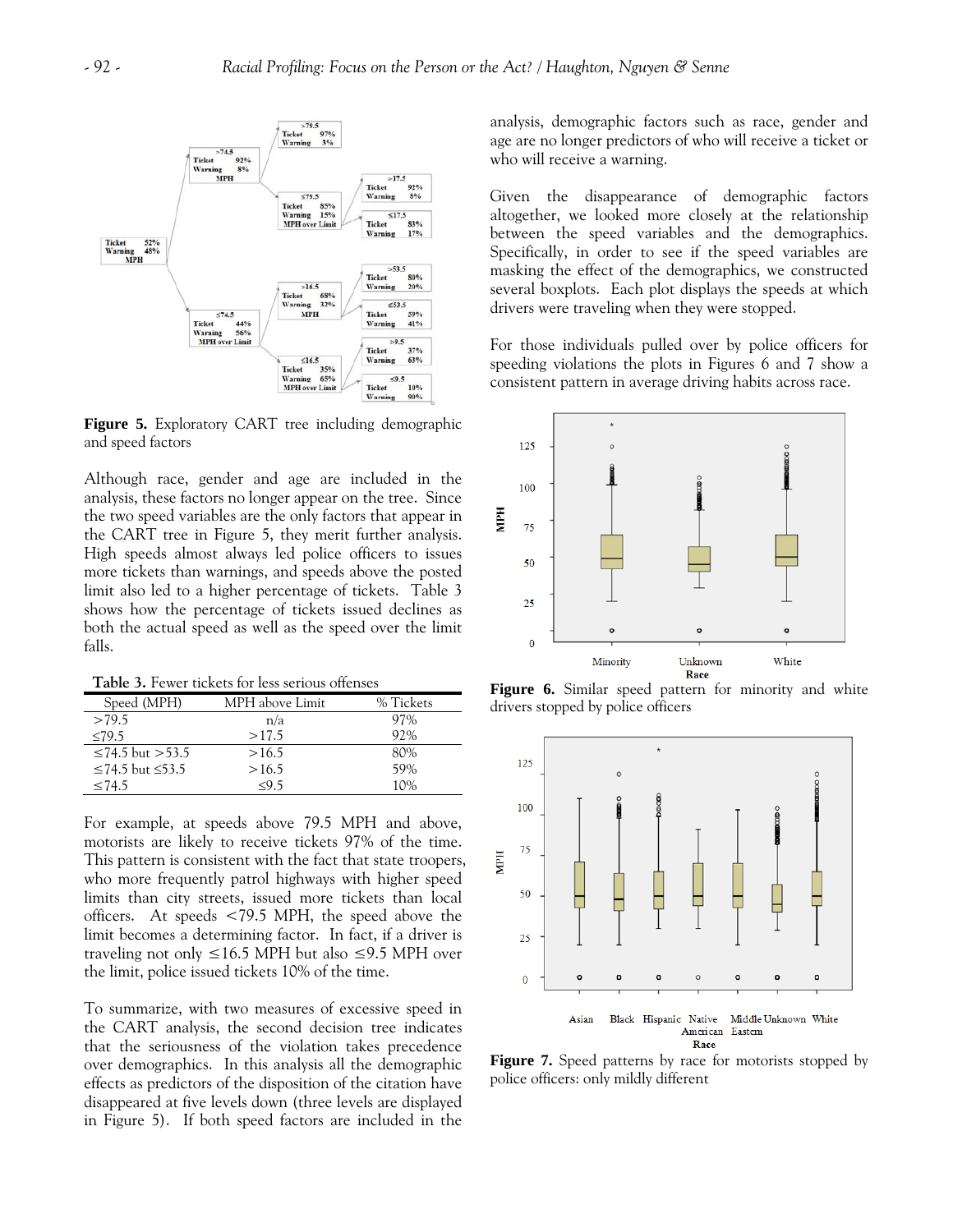**Figure 5.** Exploratory CART tree including demographic and speed factors

Although race, gender and age are included in the analysis, these factors no longer appear on the tree. Since the two speed variables are the only factors that appear in the CART tree in Figure 5, they merit further analysis. High speeds almost always led police officers to issues more tickets than warnings, and speeds above the posted limit also led to a higher percentage of tickets. Table 3 shows how the percentage of tickets issued declines as both the actual speed as well as the speed over the limit falls.

**Table 3.** Fewer tickets for less serious offenses

| Speed (MPH) | MPH above Limit | % Tickets |
|---|---|---|
| >79.5 | n/a | 97% |
| ≤79.5 | >17.5 | 92% |
| ≤74.5 but >53.5 | >16.5 | 80% |
| ≤74.5 but ≤53.5 | >16.5 | 59% |
| ≤74.5 | ≤9.5 | 10% |

For example, at speeds above 79.5 MPH and above, motorists are likely to receive tickets 97% of the time. This pattern is consistent with the fact that state troopers, who more frequently patrol highways with higher speed limits than city streets, issued more tickets than local officers. At speeds <79.5 MPH, the speed above the limit becomes a determining factor. In fact, if a driver is traveling not only ≤16.5 MPH but also ≤9.5 MPH over the limit, police issued tickets 10% of the time.

To summarize, with two measures of excessive speed in the CART analysis, the second decision tree indicates that the seriousness of the violation takes precedence over demographics. In this analysis all the demographic effects as predictors of the disposition of the citation have disappeared at five levels down (three levels are displayed in Figure 5). If both speed factors are included in the analysis, demographic factors such as race, gender and age are no longer predictors of who will receive a ticket or who will receive a warning.

Given the disappearance of demographic factors altogether, we looked more closely at the relationship between the speed variables and the demographics. Specifically, in order to see if the speed variables are masking the effect of the demographics, we constructed several boxplots. Each plot displays the speeds at which drivers were traveling when they were stopped.

For those individuals pulled over by police officers for speeding violations the plots in Figures 6 and 7 show a consistent pattern in average driving habits across race.

**Figure 6.** Similar speed pattern for minority and white drivers stopped by police officers

**Figure 7.** Speed patterns by race for motorists stopped by police officers: only mildly different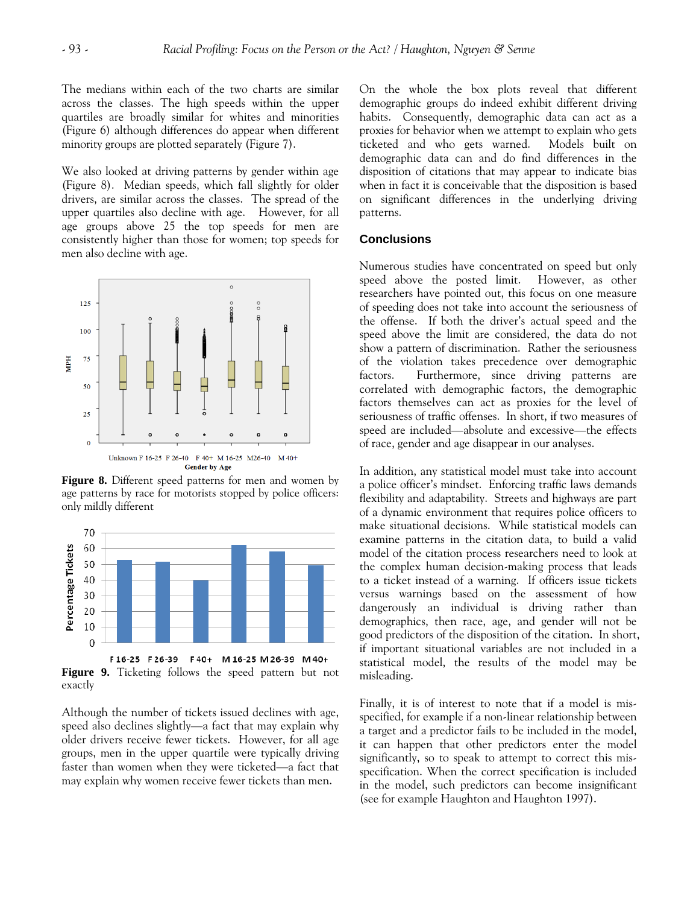The medians within each of the two charts are similar across the classes. The high speeds within the upper quartiles are broadly similar for whites and minorities (Figure 6) although differences do appear when different minority groups are plotted separately (Figure 7).

We also looked at driving patterns by gender within age (Figure 8). Median speeds, which fall slightly for older drivers, are similar across the classes. The spread of the upper quartiles also decline with age. However, for all age groups above 25 the top speeds for men are consistently higher than those for women; top speeds for men also decline with age.

**Figure 8.** Different speed patterns for men and women by age patterns by race for motorists stopped by police officers: only mildly different

**Figure 9.** Ticketing follows the speed pattern but not exactly

Although the number of tickets issued declines with age, speed also declines slightly—a fact that may explain why older drivers receive fewer tickets. However, for all age groups, men in the upper quartile were typically driving faster than women when they were ticketed—a fact that may explain why women receive fewer tickets than men.

On the whole the box plots reveal that different demographic groups do indeed exhibit different driving habits. Consequently, demographic data can act as a proxies for behavior when we attempt to explain who gets ticketed and who gets warned. Models built on demographic data can and do find differences in the disposition of citations that may appear to indicate bias when in fact it is conceivable that the disposition is based on significant differences in the underlying driving patterns.

## Conclusions

Numerous studies have concentrated on speed but only speed above the posted limit. However, as other researchers have pointed out, this focus on one measure of speeding does not take into account the seriousness of the offense. If both the driver's actual speed and the speed above the limit are considered, the data do not show a pattern of discrimination. Rather the seriousness of the violation takes precedence over demographic factors. Furthermore, since driving patterns are correlated with demographic factors, the demographic factors themselves can act as proxies for the level of seriousness of traffic offenses. In short, if two measures of speed are included—absolute and excessive—the effects of race, gender and age disappear in our analyses.

In addition, any statistical model must take into account a police officer's mindset. Enforcing traffic laws demands flexibility and adaptability. Streets and highways are part of a dynamic environment that requires police officers to make situational decisions. While statistical models can examine patterns in the citation data, to build a valid model of the citation process researchers need to look at the complex human decision-making process that leads to a ticket instead of a warning. If officers issue tickets versus warnings based on the assessment of how dangerously an individual is driving rather than demographics, then race, age, and gender will not be good predictors of the disposition of the citation. In short, if important situational variables are not included in a statistical model, the results of the model may be misleading.

Finally, it is of interest to note that if a model is mis-specified, for example if a non-linear relationship between a target and a predictor fails to be included in the model, it can happen that other predictors enter the model significantly, so to speak to attempt to correct this mis-specification. When the correct specification is included in the model, such predictors can become insignificant (see for example Haughton and Haughton 1997).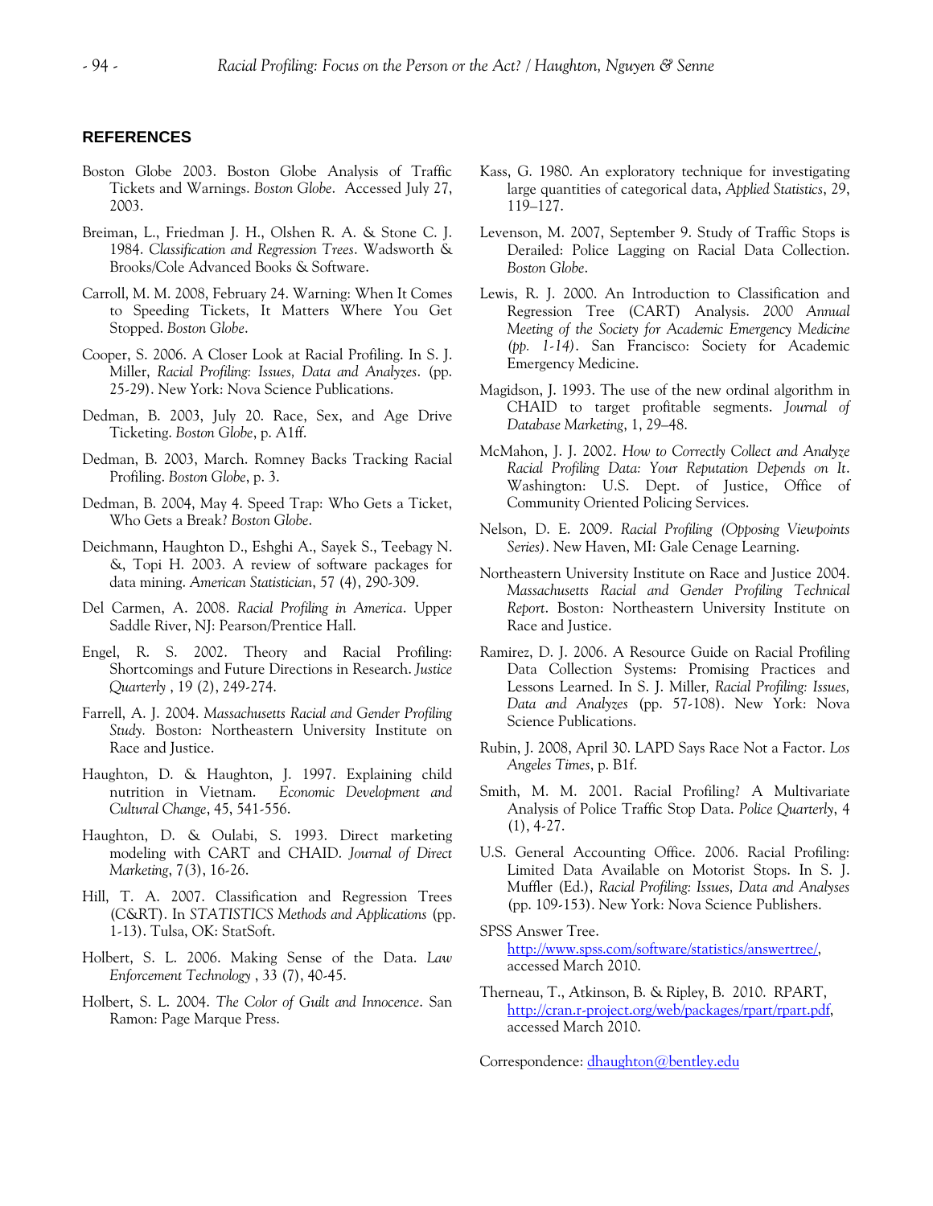## REFERENCES

Boston Globe 2003. Boston Globe Analysis of Traffic Tickets and Warnings. *Boston Globe*. Accessed July 27, 2003.

Breiman, L., Friedman J. H., Olshen R. A. & Stone C. J. 1984. *Classification and Regression Trees*. Wadsworth & Brooks/Cole Advanced Books & Software.

Carroll, M. M. 2008, February 24. Warning: When It Comes to Speeding Tickets, It Matters Where You Get Stopped. *Boston Globe*.

Cooper, S. 2006. A Closer Look at Racial Profiling. In S. J. Miller, *Racial Profiling: Issues, Data and Analyzes*. (pp. 25-29). New York: Nova Science Publications.

Dedman, B. 2003, July 20. Race, Sex, and Age Drive Ticketing. *Boston Globe*, p. A1ff.

Dedman, B. 2003, March. Romney Backs Tracking Racial Profiling. *Boston Globe*, p. 3.

Dedman, B. 2004, May 4. Speed Trap: Who Gets a Ticket, Who Gets a Break? *Boston Globe*.

Deichmann, Haughton D., Eshghi A., Sayek S., Teebagy N. &, Topi H. 2003. A review of software packages for data mining. *American Statistician*, 57 (4), 290-309.

Del Carmen, A. 2008. *Racial Profiling in America*. Upper Saddle River, NJ: Pearson/Prentice Hall.

Engel, R. S. 2002. Theory and Racial Profiling: Shortcomings and Future Directions in Research. *Justice Quarterly* , 19 (2), 249-274.

Farrell, A. J. 2004. *Massachusetts Racial and Gender Profiling Study.* Boston: Northeastern University Institute on Race and Justice.

Haughton, D. & Haughton, J. 1997. Explaining child nutrition in Vietnam. *Economic Development and Cultural Change*, 45, 541-556.

Haughton, D. & Oulabi, S. 1993. Direct marketing modeling with CART and CHAID. *Journal of Direct Marketing*, 7(3), 16-26.

Hill, T. A. 2007. Classification and Regression Trees (C&RT). In *STATISTICS Methods and Applications* (pp. 1-13). Tulsa, OK: StatSoft.

Holbert, S. L. 2006. Making Sense of the Data. *Law Enforcement Technology* , 33 (7), 40-45.

Holbert, S. L. 2004. *The Color of Guilt and Innocence*. San Ramon: Page Marque Press.

Kass, G. 1980. An exploratory technique for investigating large quantities of categorical data, *Applied Statistics*, 29, 119–127.

Levenson, M. 2007, September 9. Study of Traffic Stops is Derailed: Police Lagging on Racial Data Collection. *Boston Globe*.

Lewis, R. J. 2000. An Introduction to Classification and Regression Tree (CART) Analysis. *2000 Annual Meeting of the Society for Academic Emergency Medicine (pp. 1-14)*. San Francisco: Society for Academic Emergency Medicine.

Magidson, J. 1993. The use of the new ordinal algorithm in CHAID to target profitable segments. *Journal of Database Marketing*, 1, 29–48.

McMahon, J. J. 2002. *How to Correctly Collect and Analyze Racial Profiling Data: Your Reputation Depends on It*. Washington: U.S. Dept. of Justice, Office of Community Oriented Policing Services.

Nelson, D. E. 2009. *Racial Profiling (Opposing Viewpoints Series)*. New Haven, MI: Gale Cenage Learning.

Northeastern University Institute on Race and Justice 2004. *Massachusetts Racial and Gender Profiling Technical Report*. Boston: Northeastern University Institute on Race and Justice.

Ramirez, D. J. 2006. A Resource Guide on Racial Profiling Data Collection Systems: Promising Practices and Lessons Learned. In S. J. Miller*, Racial Profiling: Issues, Data and Analyzes* (pp. 57-108). New York: Nova Science Publications.

Rubin, J. 2008, April 30. LAPD Says Race Not a Factor. *Los Angeles Times*, p. B1f.

Smith, M. M. 2001. Racial Profiling? A Multivariate Analysis of Police Traffic Stop Data. *Police Quarterly*, 4 (1), 4-27.

U.S. General Accounting Office. 2006. Racial Profiling: Limited Data Available on Motorist Stops. In S. J. Muffler (Ed.), *Racial Profiling: Issues, Data and Analyses* (pp. 109-153). New York: Nova Science Publishers.

SPSS Answer Tree. http://www.spss.com/software/statistics/answertree/, accessed March 2010.

Therneau, T., Atkinson, B. & Ripley, B. 2010. RPART, http://cran.r-project.org/web/packages/rpart/rpart.pdf, accessed March 2010.

Correspondence: dhaughton@bentley.edu